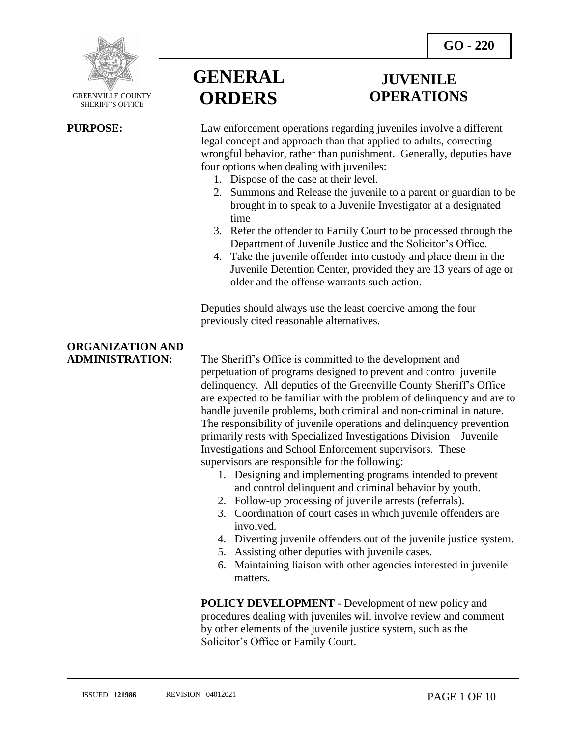GREENVILLE COUNTY SHERIFF'S OFFICE

# GENERAL ORDERS

# JUVENILE OPERATIONS

**GO - 220**

**PURPOSE:**

Law enforcement operations regarding juveniles involve a different legal concept and approach than that applied to adults, correcting wrongful behavior, rather than punishment. Generally, deputies have four options when dealing with juveniles:

1. Dispose of the case at their level.
2. Summons and Release the juvenile to a parent or guardian to be brought in to speak to a Juvenile Investigator at a designated time
3. Refer the offender to Family Court to be processed through the Department of Juvenile Justice and the Solicitor's Office.
4. Take the juvenile offender into custody and place them in the Juvenile Detention Center, provided they are 13 years of age or older and the offense warrants such action.

Deputies should always use the least coercive among the four previously cited reasonable alternatives.

**ORGANIZATION AND ADMINISTRATION:**

The Sheriff's Office is committed to the development and perpetuation of programs designed to prevent and control juvenile delinquency. All deputies of the Greenville County Sheriff's Office are expected to be familiar with the problem of delinquency and are to handle juvenile problems, both criminal and non-criminal in nature. The responsibility of juvenile operations and delinquency prevention primarily rests with Specialized Investigations Division – Juvenile Investigations and School Enforcement supervisors. These supervisors are responsible for the following:

1. Designing and implementing programs intended to prevent and control delinquent and criminal behavior by youth.
2. Follow-up processing of juvenile arrests (referrals).
3. Coordination of court cases in which juvenile offenders are involved.
4. Diverting juvenile offenders out of the juvenile justice system.
5. Assisting other deputies with juvenile cases.
6. Maintaining liaison with other agencies interested in juvenile matters.

**POLICY DEVELOPMENT** - Development of new policy and procedures dealing with juveniles will involve review and comment by other elements of the juvenile justice system, such as the Solicitor's Office or Family Court.

ISSUED **121986** REVISION 04012021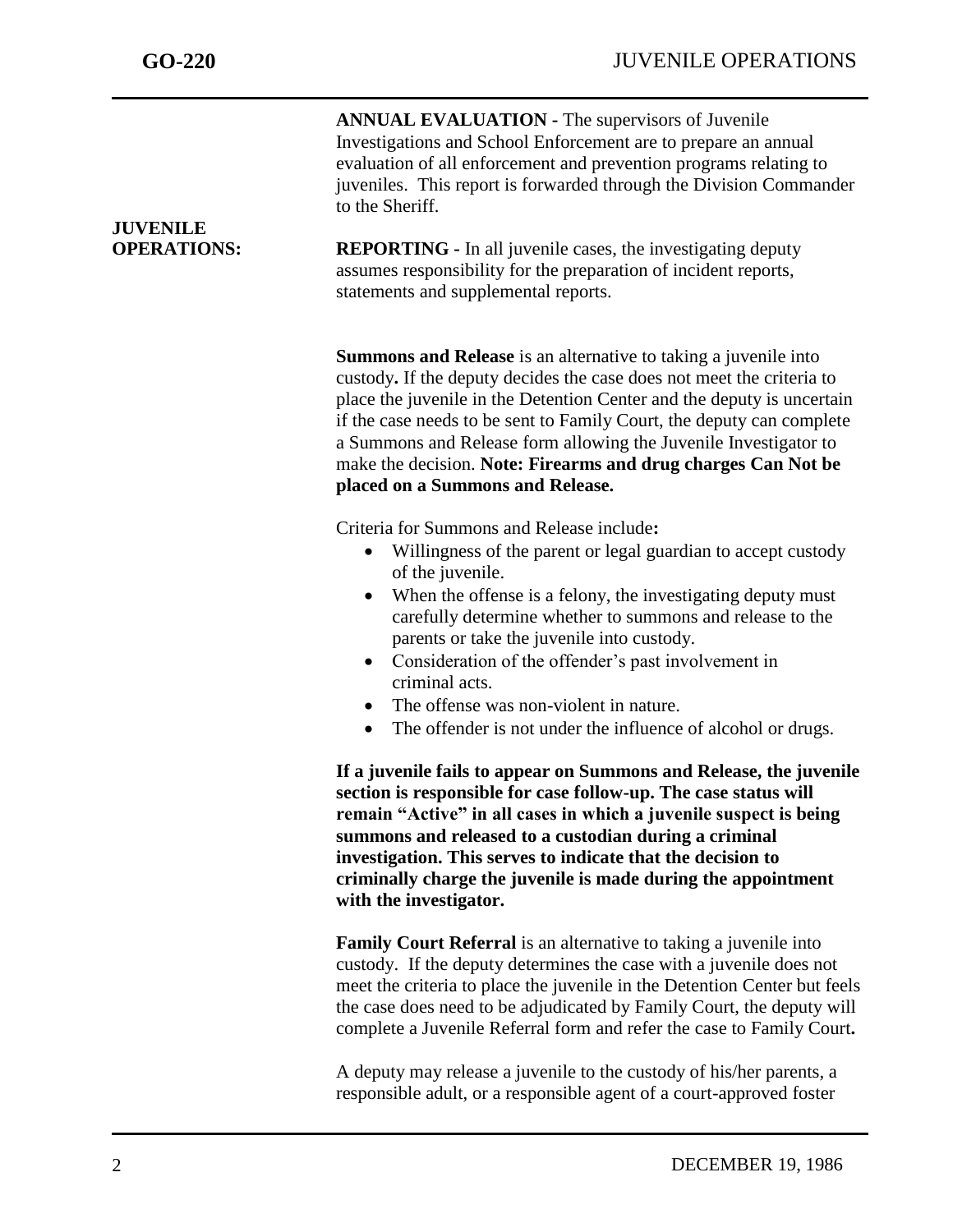**ANNUAL EVALUATION -** The supervisors of Juvenile Investigations and School Enforcement are to prepare an annual evaluation of all enforcement and prevention programs relating to juveniles. This report is forwarded through the Division Commander to the Sheriff.

## JUVENILE OPERATIONS:

**REPORTING -** In all juvenile cases, the investigating deputy assumes responsibility for the preparation of incident reports, statements and supplemental reports.

**Summons and Release** is an alternative to taking a juvenile into custody**.** If the deputy decides the case does not meet the criteria to place the juvenile in the Detention Center and the deputy is uncertain if the case needs to be sent to Family Court, the deputy can complete a Summons and Release form allowing the Juvenile Investigator to make the decision. **Note: Firearms and drug charges Can Not be placed on a Summons and Release.**

Criteria for Summons and Release include**:**

- Willingness of the parent or legal guardian to accept custody of the juvenile.
- When the offense is a felony, the investigating deputy must carefully determine whether to summons and release to the parents or take the juvenile into custody.
- Consideration of the offender's past involvement in criminal acts.
- The offense was non-violent in nature.
- The offender is not under the influence of alcohol or drugs.

**If a juvenile fails to appear on Summons and Release, the juvenile section is responsible for case follow-up. The case status will remain "Active" in all cases in which a juvenile suspect is being summons and released to a custodian during a criminal investigation. This serves to indicate that the decision to criminally charge the juvenile is made during the appointment with the investigator.**

**Family Court Referral** is an alternative to taking a juvenile into custody. If the deputy determines the case with a juvenile does not meet the criteria to place the juvenile in the Detention Center but feels the case does need to be adjudicated by Family Court, the deputy will complete a Juvenile Referral form and refer the case to Family Court**.**

A deputy may release a juvenile to the custody of his/her parents, a responsible adult, or a responsible agent of a court-approved foster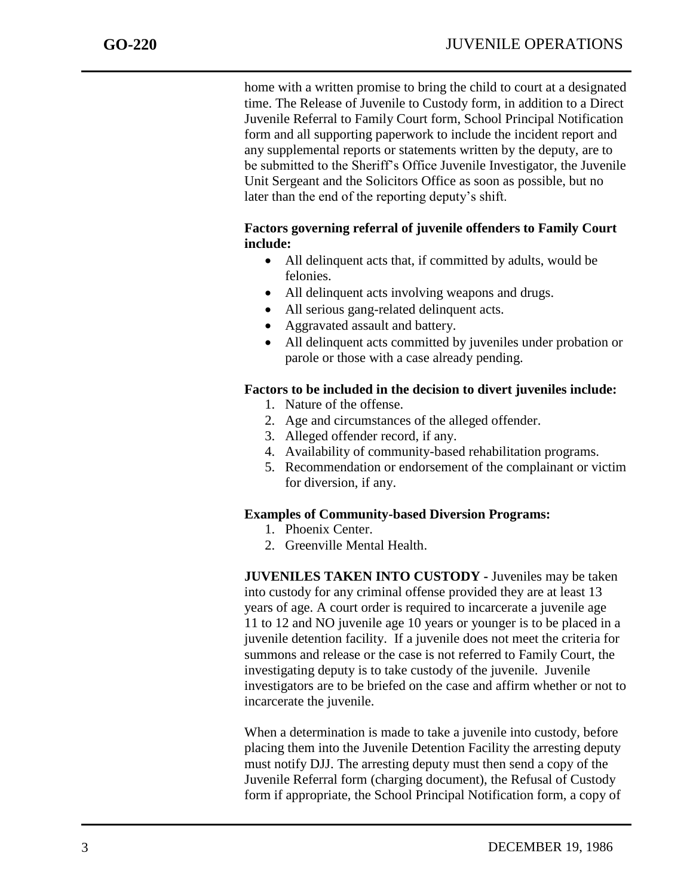home with a written promise to bring the child to court at a designated time. The Release of Juvenile to Custody form, in addition to a Direct Juvenile Referral to Family Court form, School Principal Notification form and all supporting paperwork to include the incident report and any supplemental reports or statements written by the deputy, are to be submitted to the Sheriff's Office Juvenile Investigator, the Juvenile Unit Sergeant and the Solicitors Office as soon as possible, but no later than the end of the reporting deputy's shift.

**Factors governing referral of juvenile offenders to Family Court include:**

- All delinquent acts that, if committed by adults, would be felonies.
- All delinquent acts involving weapons and drugs.
- All serious gang-related delinquent acts.
- Aggravated assault and battery.
- All delinquent acts committed by juveniles under probation or parole or those with a case already pending.

**Factors to be included in the decision to divert juveniles include:**

1. Nature of the offense.
2. Age and circumstances of the alleged offender.
3. Alleged offender record, if any.
4. Availability of community-based rehabilitation programs.
5. Recommendation or endorsement of the complainant or victim for diversion, if any.

**Examples of Community-based Diversion Programs:**

1. Phoenix Center.
2. Greenville Mental Health.

**JUVENILES TAKEN INTO CUSTODY** - Juveniles may be taken into custody for any criminal offense provided they are at least 13 years of age. A court order is required to incarcerate a juvenile age 11 to 12 and NO juvenile age 10 years or younger is to be placed in a juvenile detention facility. If a juvenile does not meet the criteria for summons and release or the case is not referred to Family Court, the investigating deputy is to take custody of the juvenile. Juvenile investigators are to be briefed on the case and affirm whether or not to incarcerate the juvenile.

When a determination is made to take a juvenile into custody, before placing them into the Juvenile Detention Facility the arresting deputy must notify DJJ. The arresting deputy must then send a copy of the Juvenile Referral form (charging document), the Refusal of Custody form if appropriate, the School Principal Notification form, a copy of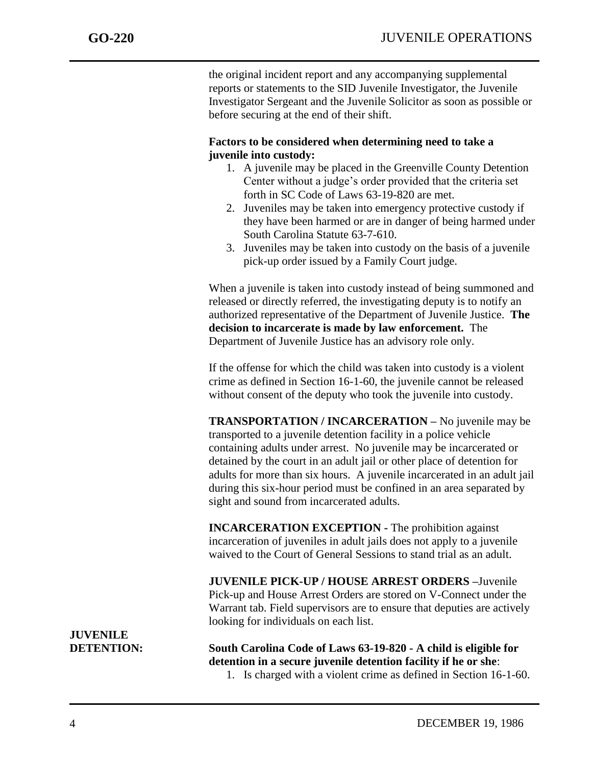the original incident report and any accompanying supplemental reports or statements to the SID Juvenile Investigator, the Juvenile Investigator Sergeant and the Juvenile Solicitor as soon as possible or before securing at the end of their shift.

**Factors to be considered when determining need to take a juvenile into custody:**

1. A juvenile may be placed in the Greenville County Detention Center without a judge's order provided that the criteria set forth in SC Code of Laws 63-19-820 are met.
2. Juveniles may be taken into emergency protective custody if they have been harmed or are in danger of being harmed under South Carolina Statute 63-7-610.
3. Juveniles may be taken into custody on the basis of a juvenile pick-up order issued by a Family Court judge.

When a juvenile is taken into custody instead of being summoned and released or directly referred, the investigating deputy is to notify an authorized representative of the Department of Juvenile Justice. **The decision to incarcerate is made by law enforcement.** The Department of Juvenile Justice has an advisory role only.

If the offense for which the child was taken into custody is a violent crime as defined in Section 16-1-60, the juvenile cannot be released without consent of the deputy who took the juvenile into custody.

**TRANSPORTATION / INCARCERATION –** No juvenile may be transported to a juvenile detention facility in a police vehicle containing adults under arrest. No juvenile may be incarcerated or detained by the court in an adult jail or other place of detention for adults for more than six hours. A juvenile incarcerated in an adult jail during this six-hour period must be confined in an area separated by sight and sound from incarcerated adults.

**INCARCERATION EXCEPTION -** The prohibition against incarceration of juveniles in adult jails does not apply to a juvenile waived to the Court of General Sessions to stand trial as an adult.

**JUVENILE PICK-UP / HOUSE ARREST ORDERS –**Juvenile Pick-up and House Arrest Orders are stored on V-Connect under the Warrant tab. Field supervisors are to ensure that deputies are actively looking for individuals on each list.

## JUVENILE DETENTION:

**South Carolina Code of Laws 63-19-820 - A child is eligible for detention in a secure juvenile detention facility if he or she**:

1. Is charged with a violent crime as defined in Section 16-1-60.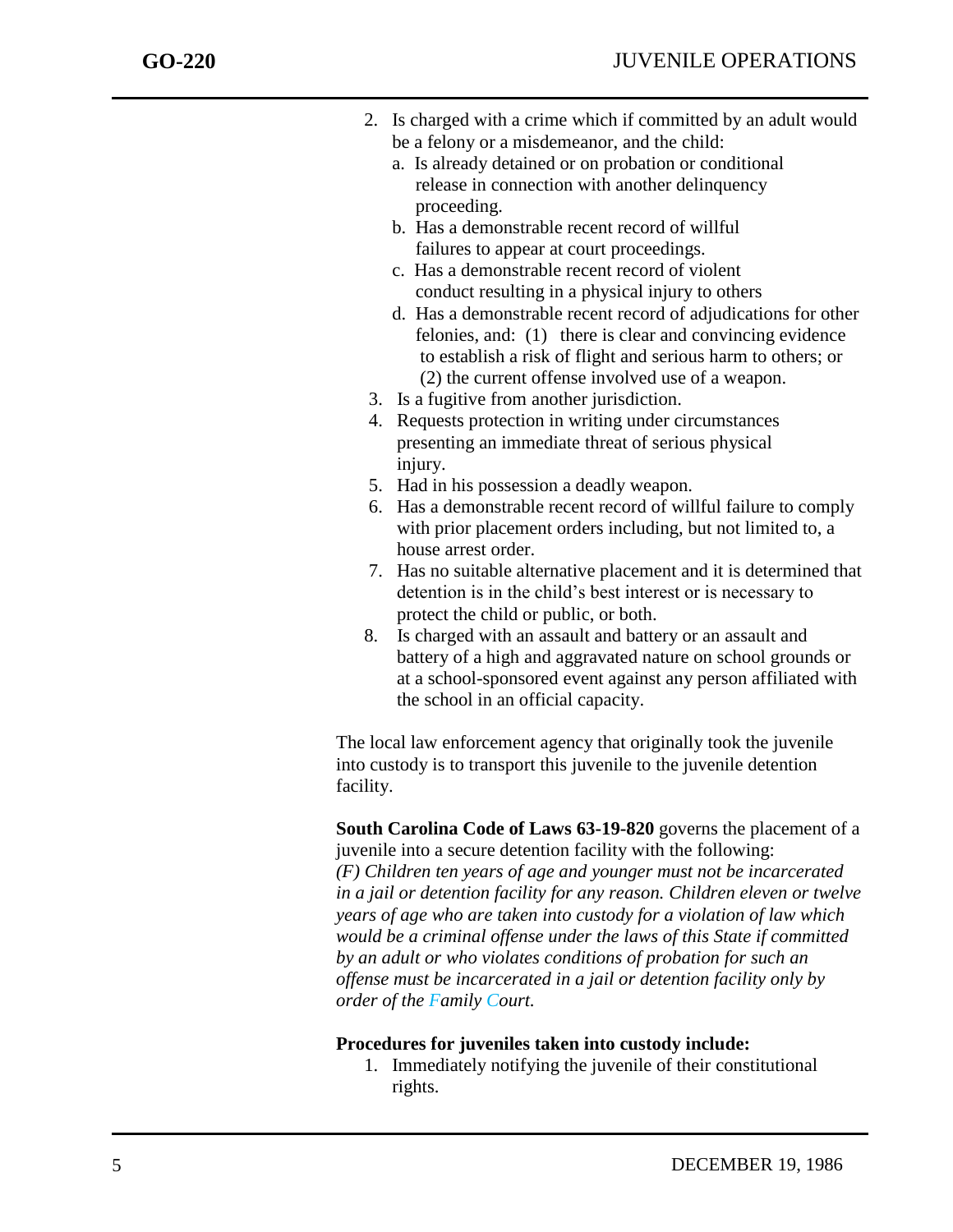2. Is charged with a crime which if committed by an adult would be a felony or a misdemeanor, and the child:
   a. Is already detained or on probation or conditional release in connection with another delinquency proceeding.
   b. Has a demonstrable recent record of willful failures to appear at court proceedings.
   c. Has a demonstrable recent record of violent conduct resulting in a physical injury to others
   d. Has a demonstrable recent record of adjudications for other felonies, and: (1) there is clear and convincing evidence to establish a risk of flight and serious harm to others; or (2) the current offense involved use of a weapon.
3. Is a fugitive from another jurisdiction.
4. Requests protection in writing under circumstances presenting an immediate threat of serious physical injury.
5. Had in his possession a deadly weapon.
6. Has a demonstrable recent record of willful failure to comply with prior placement orders including, but not limited to, a house arrest order.
7. Has no suitable alternative placement and it is determined that detention is in the child's best interest or is necessary to protect the child or public, or both.
8. Is charged with an assault and battery or an assault and battery of a high and aggravated nature on school grounds or at a school-sponsored event against any person affiliated with the school in an official capacity.

The local law enforcement agency that originally took the juvenile into custody is to transport this juvenile to the juvenile detention facility.

**South Carolina Code of Laws 63-19-820** governs the placement of a juvenile into a secure detention facility with the following:
*(F) Children ten years of age and younger must not be incarcerated in a jail or detention facility for any reason. Children eleven or twelve years of age who are taken into custody for a violation of law which would be a criminal offense under the laws of this State if committed by an adult or who violates conditions of probation for such an offense must be incarcerated in a jail or detention facility only by order of the Family Court.*

**Procedures for juveniles taken into custody include:**

1. Immediately notifying the juvenile of their constitutional rights.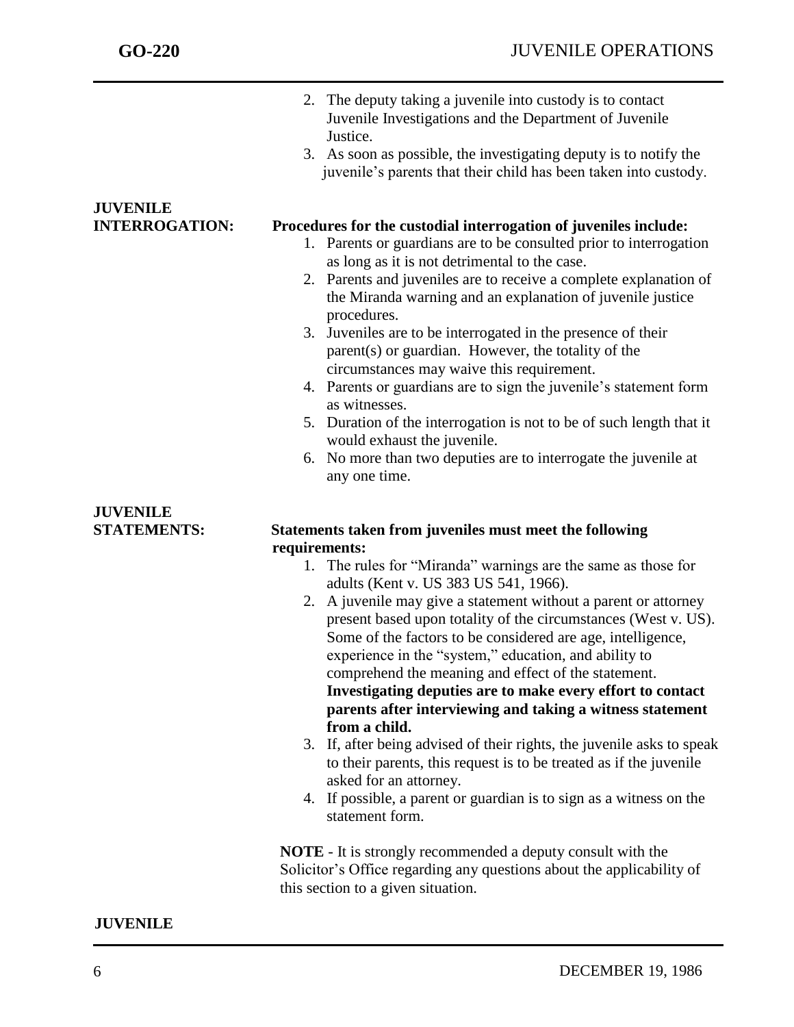2. The deputy taking a juvenile into custody is to contact Juvenile Investigations and the Department of Juvenile Justice.
3. As soon as possible, the investigating deputy is to notify the juvenile's parents that their child has been taken into custody.

**JUVENILE INTERROGATION:**

**Procedures for the custodial interrogation of juveniles include:**

1. Parents or guardians are to be consulted prior to interrogation as long as it is not detrimental to the case.
2. Parents and juveniles are to receive a complete explanation of the Miranda warning and an explanation of juvenile justice procedures.
3. Juveniles are to be interrogated in the presence of their parent(s) or guardian. However, the totality of the circumstances may waive this requirement.
4. Parents or guardians are to sign the juvenile's statement form as witnesses.
5. Duration of the interrogation is not to be of such length that it would exhaust the juvenile.
6. No more than two deputies are to interrogate the juvenile at any one time.

**JUVENILE STATEMENTS:**

**Statements taken from juveniles must meet the following requirements:**

1. The rules for "Miranda" warnings are the same as those for adults (Kent v. US 383 US 541, 1966).
2. A juvenile may give a statement without a parent or attorney present based upon totality of the circumstances (West v. US). Some of the factors to be considered are age, intelligence, experience in the "system," education, and ability to comprehend the meaning and effect of the statement. **Investigating deputies are to make every effort to contact parents after interviewing and taking a witness statement from a child.**
3. If, after being advised of their rights, the juvenile asks to speak to their parents, this request is to be treated as if the juvenile asked for an attorney.
4. If possible, a parent or guardian is to sign as a witness on the statement form.

**NOTE** - It is strongly recommended a deputy consult with the Solicitor's Office regarding any questions about the applicability of this section to a given situation.

**JUVENILE**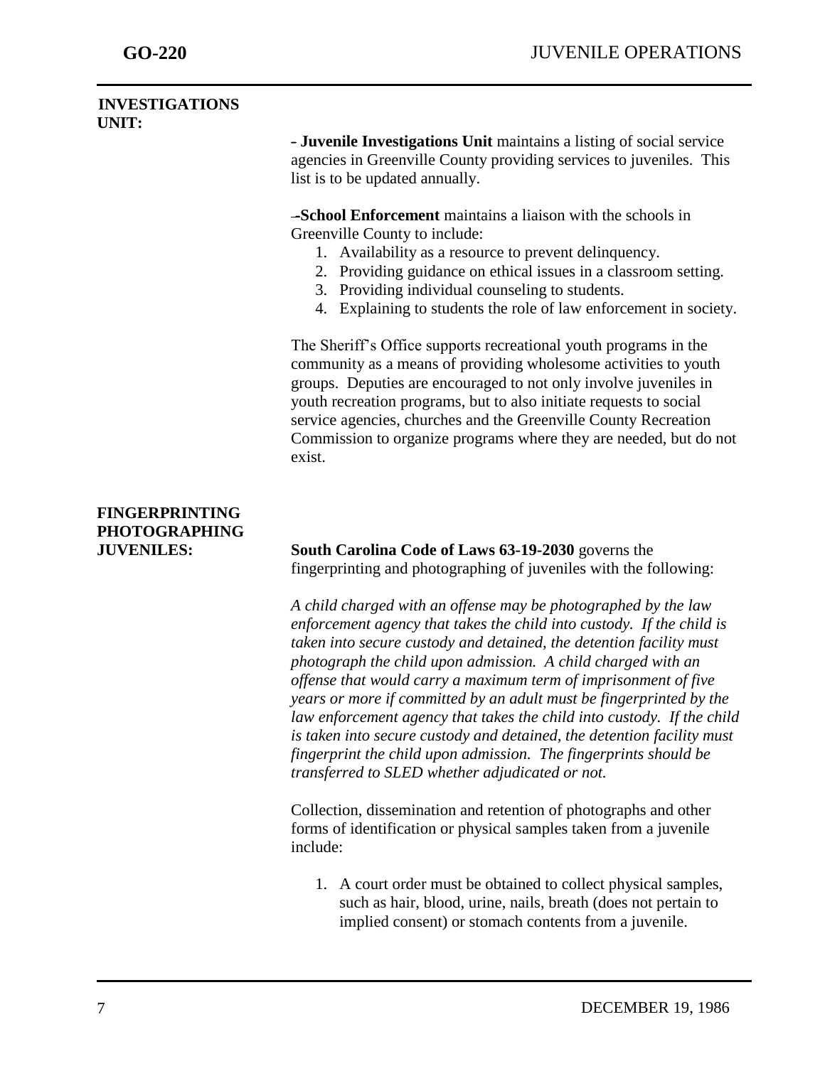## INVESTIGATIONS UNIT:

- **Juvenile Investigations Unit** maintains a listing of social service agencies in Greenville County providing services to juveniles. This list is to be updated annually.

- **School Enforcement** maintains a liaison with the schools in Greenville County to include:

1. Availability as a resource to prevent delinquency.
2. Providing guidance on ethical issues in a classroom setting.
3. Providing individual counseling to students.
4. Explaining to students the role of law enforcement in society.

The Sheriff's Office supports recreational youth programs in the community as a means of providing wholesome activities to youth groups. Deputies are encouraged to not only involve juveniles in youth recreation programs, but to also initiate requests to social service agencies, churches and the Greenville County Recreation Commission to organize programs where they are needed, but do not exist.

## FINGERPRINTING PHOTOGRAPHING JUVENILES:

**South Carolina Code of Laws 63-19-2030** governs the fingerprinting and photographing of juveniles with the following:

*A child charged with an offense may be photographed by the law enforcement agency that takes the child into custody. If the child is taken into secure custody and detained, the detention facility must photograph the child upon admission. A child charged with an offense that would carry a maximum term of imprisonment of five years or more if committed by an adult must be fingerprinted by the law enforcement agency that takes the child into custody. If the child is taken into secure custody and detained, the detention facility must fingerprint the child upon admission. The fingerprints should be transferred to SLED whether adjudicated or not.*

Collection, dissemination and retention of photographs and other forms of identification or physical samples taken from a juvenile include:

1. A court order must be obtained to collect physical samples, such as hair, blood, urine, nails, breath (does not pertain to implied consent) or stomach contents from a juvenile.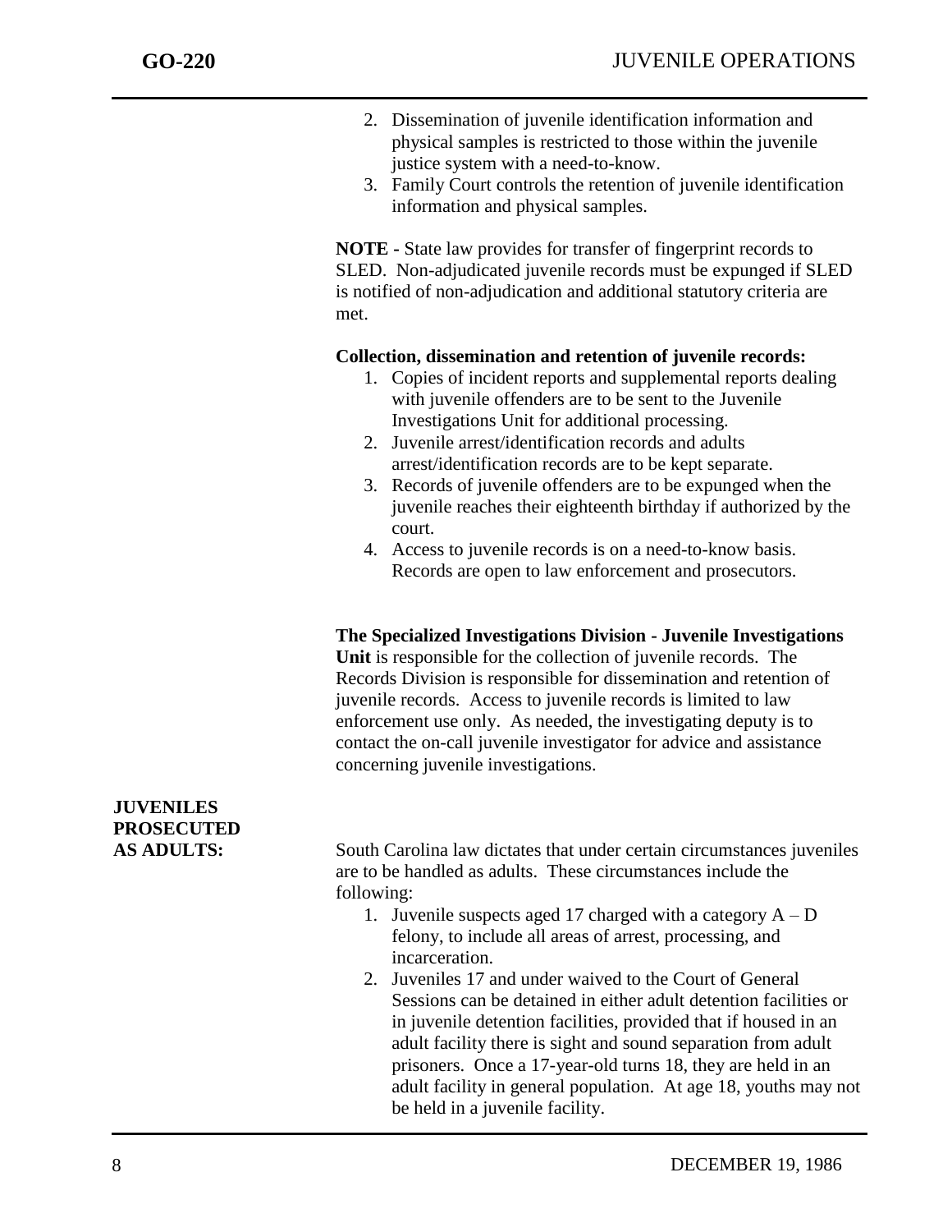2. Dissemination of juvenile identification information and physical samples is restricted to those within the juvenile justice system with a need-to-know.
3. Family Court controls the retention of juvenile identification information and physical samples.

**NOTE -** State law provides for transfer of fingerprint records to SLED. Non-adjudicated juvenile records must be expunged if SLED is notified of non-adjudication and additional statutory criteria are met.

**Collection, dissemination and retention of juvenile records:**

1. Copies of incident reports and supplemental reports dealing with juvenile offenders are to be sent to the Juvenile Investigations Unit for additional processing.
2. Juvenile arrest/identification records and adults arrest/identification records are to be kept separate.
3. Records of juvenile offenders are to be expunged when the juvenile reaches their eighteenth birthday if authorized by the court.
4. Access to juvenile records is on a need-to-know basis. Records are open to law enforcement and prosecutors.

**The Specialized Investigations Division - Juvenile Investigations Unit** is responsible for the collection of juvenile records. The Records Division is responsible for dissemination and retention of juvenile records. Access to juvenile records is limited to law enforcement use only. As needed, the investigating deputy is to contact the on-call juvenile investigator for advice and assistance concerning juvenile investigations.

## JUVENILES PROSECUTED AS ADULTS:

South Carolina law dictates that under certain circumstances juveniles are to be handled as adults. These circumstances include the following:

1. Juvenile suspects aged 17 charged with a category A – D felony, to include all areas of arrest, processing, and incarceration.
2. Juveniles 17 and under waived to the Court of General Sessions can be detained in either adult detention facilities or in juvenile detention facilities, provided that if housed in an adult facility there is sight and sound separation from adult prisoners. Once a 17-year-old turns 18, they are held in an adult facility in general population. At age 18, youths may not be held in a juvenile facility.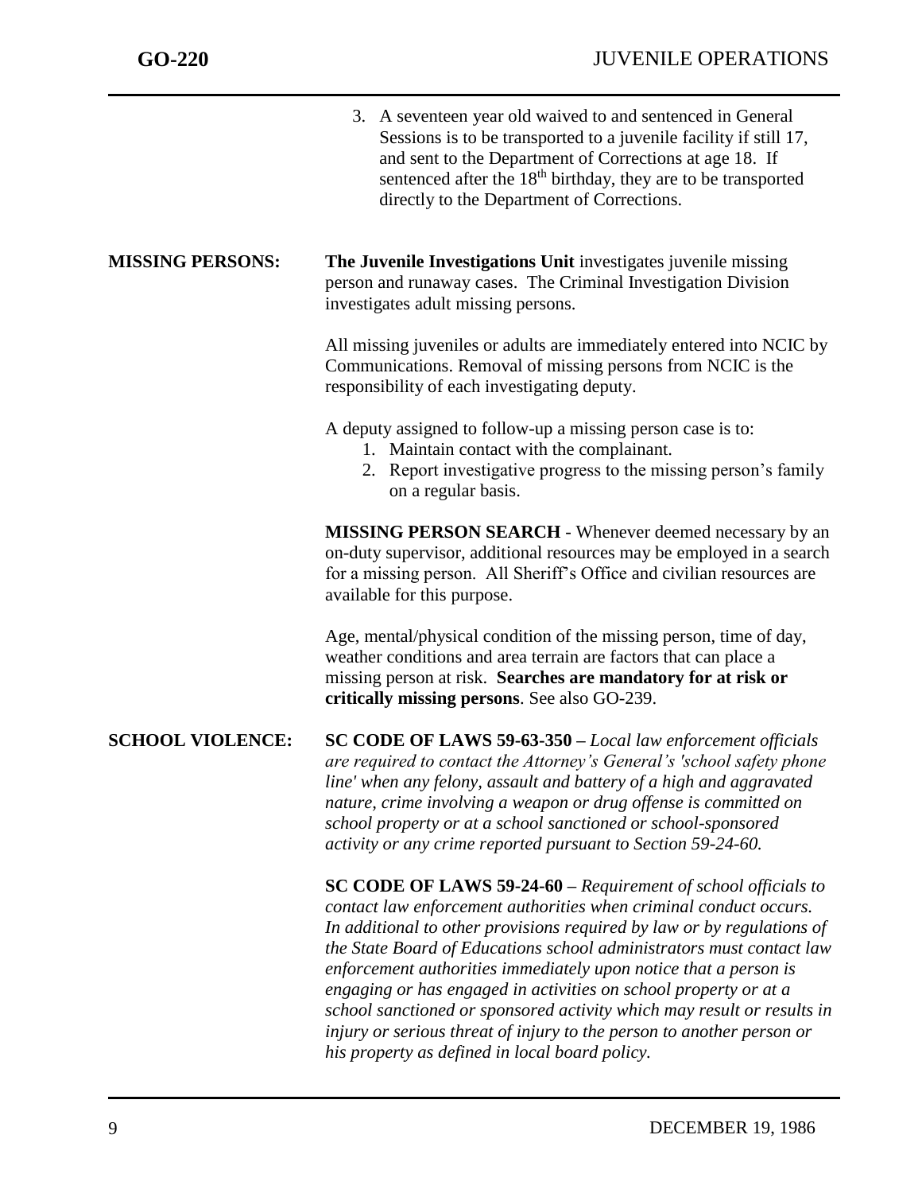3. A seventeen year old waived to and sentenced in General Sessions is to be transported to a juvenile facility if still 17, and sent to the Department of Corrections at age 18. If sentenced after the 18th birthday, they are to be transported directly to the Department of Corrections.

**MISSING PERSONS:** **The Juvenile Investigations Unit** investigates juvenile missing person and runaway cases. The Criminal Investigation Division investigates adult missing persons.

All missing juveniles or adults are immediately entered into NCIC by Communications. Removal of missing persons from NCIC is the responsibility of each investigating deputy.

A deputy assigned to follow-up a missing person case is to:

1. Maintain contact with the complainant.
2. Report investigative progress to the missing person's family on a regular basis.

**MISSING PERSON SEARCH** - Whenever deemed necessary by an on-duty supervisor, additional resources may be employed in a search for a missing person. All Sheriff's Office and civilian resources are available for this purpose.

Age, mental/physical condition of the missing person, time of day, weather conditions and area terrain are factors that can place a missing person at risk. **Searches are mandatory for at risk or critically missing persons**. See also GO-239.

**SCHOOL VIOLENCE:** **SC CODE OF LAWS 59-63-350 –** *Local law enforcement officials are required to contact the Attorney's General's 'school safety phone line' when any felony, assault and battery of a high and aggravated nature, crime involving a weapon or drug offense is committed on school property or at a school sanctioned or school-sponsored activity or any crime reported pursuant to Section 59-24-60.*

**SC CODE OF LAWS 59-24-60 –** *Requirement of school officials to contact law enforcement authorities when criminal conduct occurs. In additional to other provisions required by law or by regulations of the State Board of Educations school administrators must contact law enforcement authorities immediately upon notice that a person is engaging or has engaged in activities on school property or at a school sanctioned or sponsored activity which may result or results in injury or serious threat of injury to the person to another person or his property as defined in local board policy.*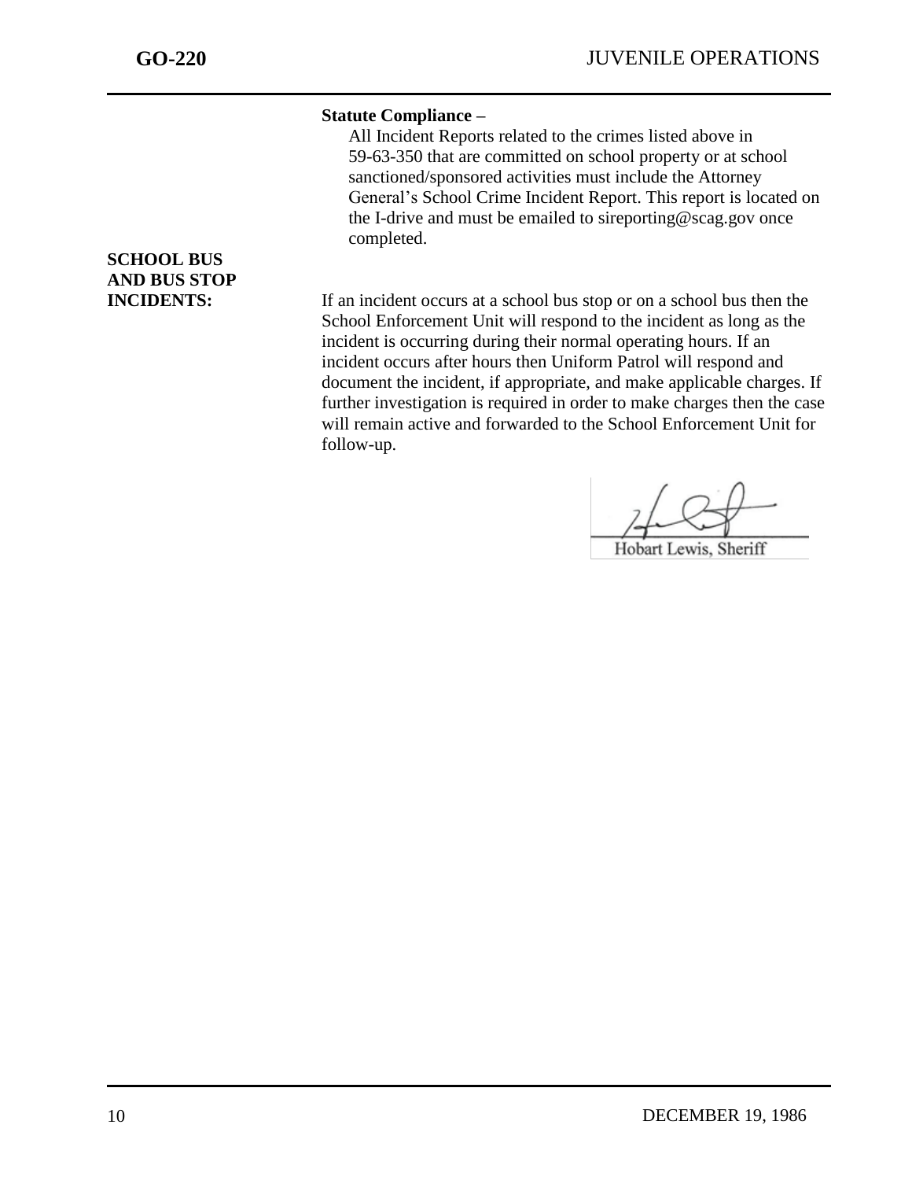**Statute Compliance –**

All Incident Reports related to the crimes listed above in 59-63-350 that are committed on school property or at school sanctioned/sponsored activities must include the Attorney General's School Crime Incident Report. This report is located on the I-drive and must be emailed to sireporting@scag.gov once completed.

**SCHOOL BUS AND BUS STOP INCIDENTS:**

If an incident occurs at a school bus stop or on a school bus then the School Enforcement Unit will respond to the incident as long as the incident is occurring during their normal operating hours. If an incident occurs after hours then Uniform Patrol will respond and document the incident, if appropriate, and make applicable charges. If further investigation is required in order to make charges then the case will remain active and forwarded to the School Enforcement Unit for follow-up.

Hobart Lewis, Sheriff